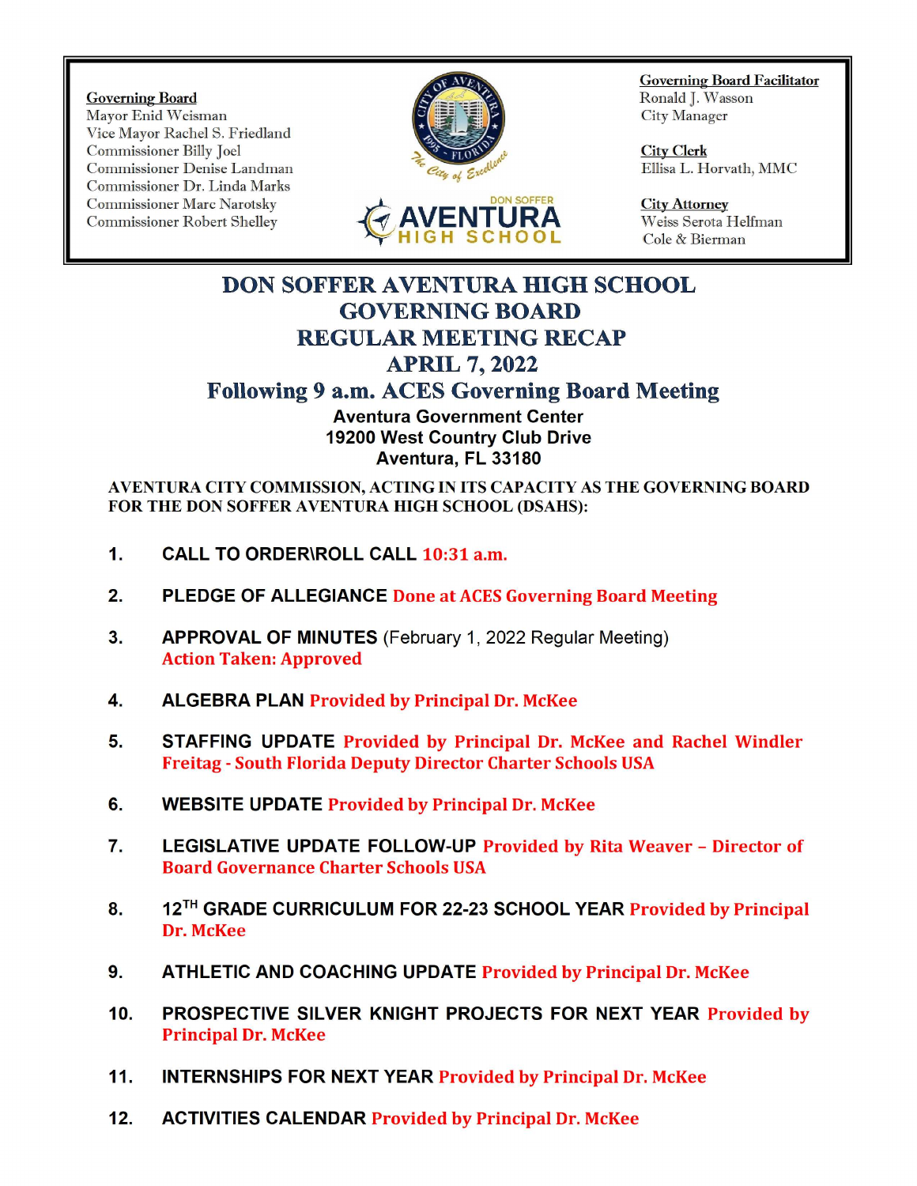**Governing Board**
Mayor Enid Weisman
Vice Mayor Rachel S. Friedland
Commissioner Billy Joel
Commissioner Denise Landman
Commissioner Dr. Linda Marks
Commissioner Marc Narotsky
Commissioner Robert Shelley

**Governing Board Facilitator**
Ronald J. Wasson
City Manager

**City Clerk**
Ellisa L. Horvath, MMC

**City Attorney**
Weiss Serota Helfman
Cole & Bierman

# DON SOFFER AVENTURA HIGH SCHOOL GOVERNING BOARD REGULAR MEETING RECAP

## APRIL 7, 2022

## Following 9 a.m. ACES Governing Board Meeting

**Aventura Government Center**
**19200 West Country Club Drive**
**Aventura, FL 33180**

**AVENTURA CITY COMMISSION, ACTING IN ITS CAPACITY AS THE GOVERNING BOARD FOR THE DON SOFFER AVENTURA HIGH SCHOOL (DSAHS):**

1. **CALL TO ORDER\ROLL CALL** 10:31 a.m.

2. **PLEDGE OF ALLEGIANCE** Done at ACES Governing Board Meeting

3. **APPROVAL OF MINUTES** (February 1, 2022 Regular Meeting)
   Action Taken: Approved

4. **ALGEBRA PLAN** Provided by Principal Dr. McKee

5. **STAFFING UPDATE** Provided by Principal Dr. McKee and Rachel Windler Freitag - South Florida Deputy Director Charter Schools USA

6. **WEBSITE UPDATE** Provided by Principal Dr. McKee

7. **LEGISLATIVE UPDATE FOLLOW-UP** Provided by Rita Weaver – Director of Board Governance Charter Schools USA

8. **12TH GRADE CURRICULUM FOR 22-23 SCHOOL YEAR** Provided by Principal Dr. McKee

9. **ATHLETIC AND COACHING UPDATE** Provided by Principal Dr. McKee

10. **PROSPECTIVE SILVER KNIGHT PROJECTS FOR NEXT YEAR** Provided by Principal Dr. McKee

11. **INTERNSHIPS FOR NEXT YEAR** Provided by Principal Dr. McKee

12. **ACTIVITIES CALENDAR** Provided by Principal Dr. McKee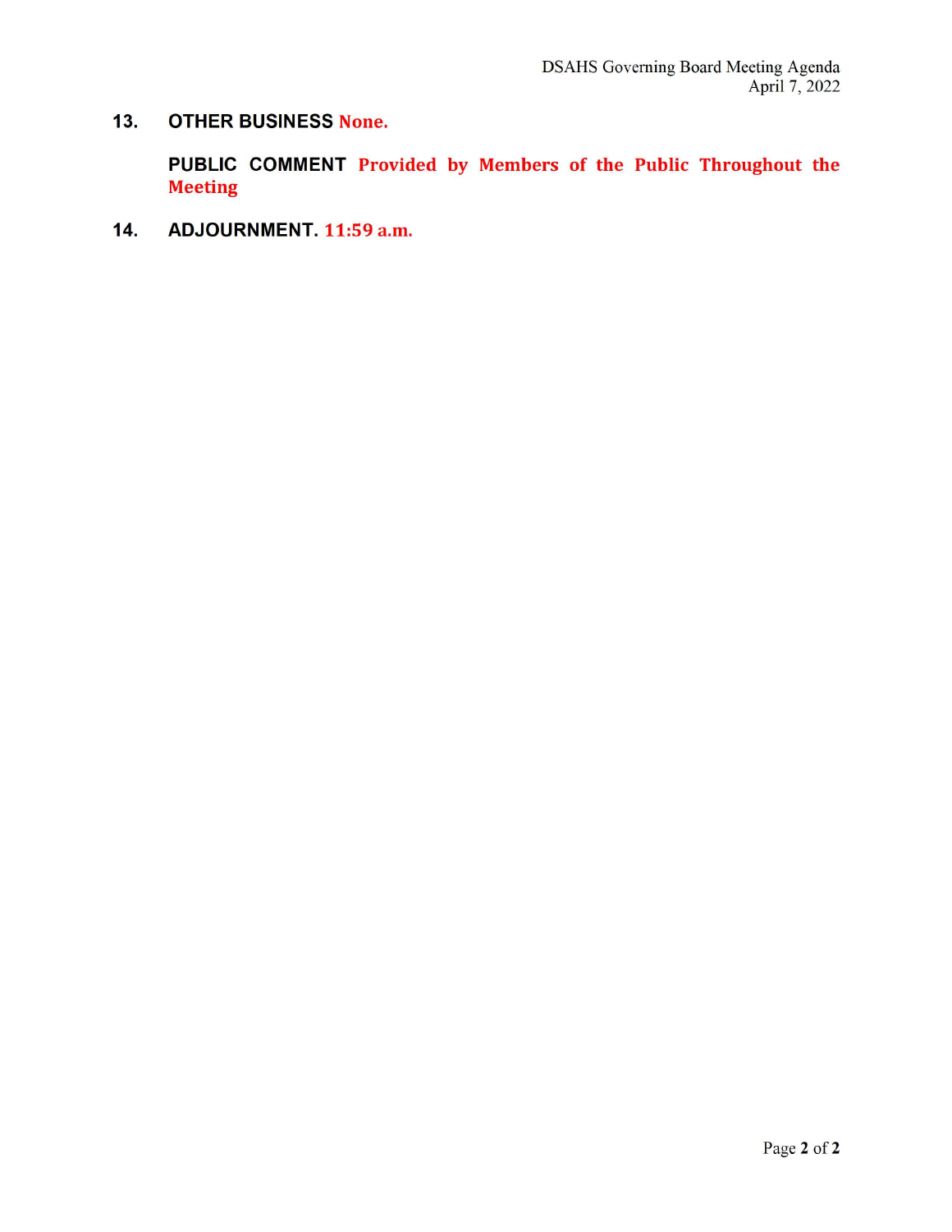13. **OTHER BUSINESS** None.

**PUBLIC COMMENT** Provided by Members of the Public Throughout the Meeting

14. **ADJOURNMENT.** 11:59 a.m.